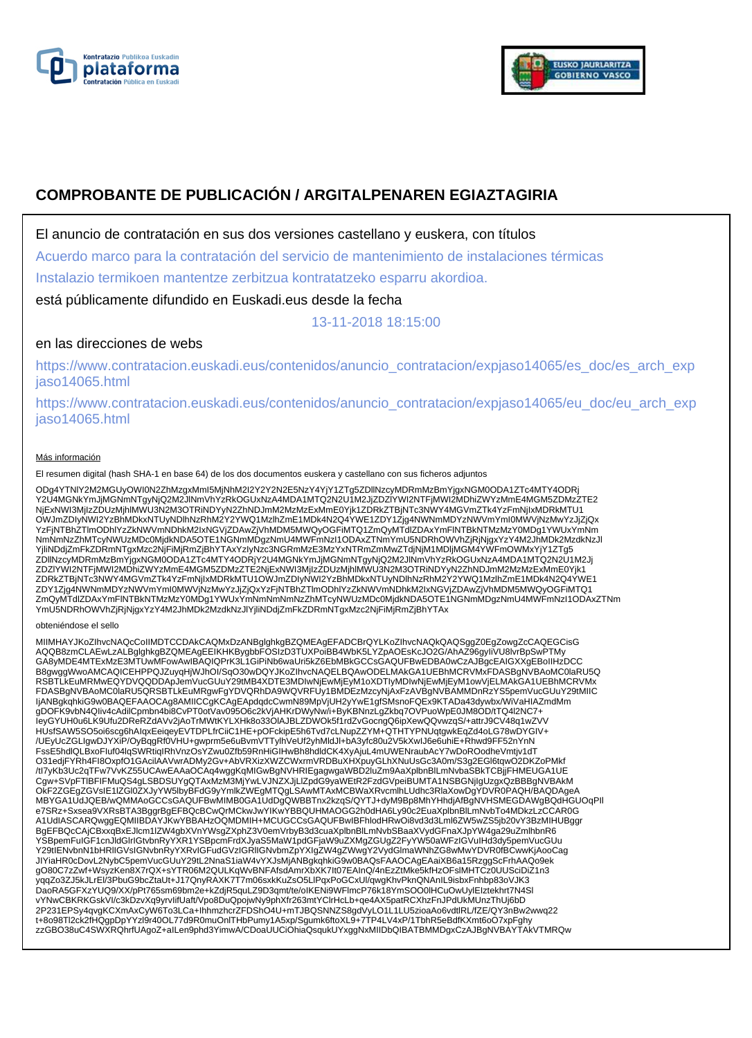# COMPROBANTE DE PUBLICACIÓN / ARGITALPENAREN EGIAZTAGIRIA

El anuncio de contratación en sus dos versiones castellano y euskera, con títulos

Acuerdo marco para la contratación del servicio de mantenimiento de instalaciones térmicas

Instalazio termikoen mantentze zerbitzua kontratatzeko esparru akordioa.

está públicamente difundido en Euskadi.eus desde la fecha

13-11-2018 18:15:00

en las direcciones de webs

https://www.contratacion.euskadi.eus/contenidos/anuncio_contratacion/expjaso14065/es_doc/es_arch_expjaso14065.html

https://www.contratacion.euskadi.eus/contenidos/anuncio_contratacion/expjaso14065/eu_doc/eu_arch_expjaso14065.html

Más información

El resumen digital (hash SHA-1 en base 64) de los dos documentos euskera y castellano con sus ficheros adjuntos

ODg4YTNlY2M2MGUyOWI0N2ZhMzgxMmI5MjNhM2I2Y2Y2N2E5NzY4YjY1ZTg5ZDllNzcyMDRmMzBmYjgxNGM0ODA1ZTc4MTY4ODRjY2U4MGNkYmJjMGNmNTgyNjQ2M2JlNmVhYzRkOGUxNzA4MDA1MTQ2N2U1M2JjZDZlYWI2NTFjMWI2MDhiZWYzMmE4MGM5ZDMzZTE2NjExNWI3MjIzZDUzMjhlMWU3N2M3OTRiNDYyN2ZhNDJmM2MzMzExMmE0Yjk1ZDRkZTBjNTc3NWY4MGVmZTk4YzFmNjIxMDRkMTU1OWJmZDIyNWI2YzBhMDkxNTUyNDlhNzRhM2Y2YWQ1MzlhZmE1MDk4N2Q4YWE1ZDY1Zjg4NWNmMDYzNWVmYmI0MWVjNzMwYzJjZjQxYzFjNTBhZTlmODhlYzZkNWVmNDhkM2IxNGVjZDAwZjVhMDM5MWQyOGFiMTQ1ZmQyMTdlZDAxYmFlNTBkNTMzMzY0MDg1YWUxYmNmNmNmNzZhMTcyNWUzMDc0MjdkNDA5OTE1NGNmMDgzNmU4MWFmNzI1ODAxZTNmYmU5NDRhOWVhZjRjNjgxYzY4M2JhMDk2MzdkNzJlYjliNDdjZmFkZDRmNTgxMzc2NjFiMjRmZjBhYTAxYzIyNzc3NGRmMzE3MzYxNTRmZmMwZTdjNjM1MDljMGM4YWFmOWMxYjY1ZTg5ZDllNzcyMDRmMzBmYjgxNGM0ODA1ZTc4MTY4ODRjY2U4MGNkYmJjMGNmNTgyNjQ2M2JlNmVhYzRkOGUxNzA4MDA1MTQ2N2U1M2JjZDZlYWI2NTFjMWI2MDhiZWYzMmE4MGM5ZDMzZTE2NjExNWI3MjIzZDUzMjhlMWU3N2M3OTRiNDYyN2ZhNDJmM2MzMzExMmE0Yjk1ZDRkZTBjNTc3NWY4MGVmZTk4YzFmNjIxMDRkMTU1OWJmZDIyNWI2YzBhMDkxNTUyNDlhNzRhM2Y2YWQ1MzlhZmE1MDk4N2Q4YWE1ZDY1Zjg4NWNmMDYzNWVmYmI0MWVjNzMwYzJjZjQxYzFjNTBhZTlmODhlYzZkNWVmNDhkM2IxNGVjZDAwZjVhMDM5MWQyOGFiMTQ1ZmQyMTdlZDAxYmFlNTBkNTMzMzY0MDg1YWUxYmNmNmNmNzZhMTcyNWUzMDc0MjdkNDA5OTE1NGNmMDgzNmU4MWFmNzI1ODAxZTNmYmU5NDRhOWVhZjRjNjgxYzY4M2JhMDk2MzdkNzJlYjliNDdjZmFkZDRmNTgxMzc2NjFiMjRmZjBhYTAx

obteniéndose el sello

MIIMHAYJKoZIhvcNAQcCoIIMDTCCDAkCAQMxDzANBglghkgBZQMEAgEFADCBrQYLKoZIhvcNAQkQAQSggZ0EgZowgZcCAQEGCisGAQQB8zmCLAEwLzALBglghkgBZQMEAgEEIKHKBygbbFOSIzD3TUXPoiBB4WbK5LYZpAOEsKcJO2G/AhAZ96gyIiVU8lvrBpSwPTMyGA8yMDE4MTExMzE3MTUwMFowAwIBAQIQPrK3L1GiPiNb6waUri5kZ6EbMBkGCCsGAQUFBwEDBA0wCzAJBgcEAIGXXgEBoIIHzDCCB8gwggWwoAMCAQICEHPPQJZuyqHjWJhOl/SqO30wDQYJKoZIhvcNAQELBQAwODELMAkGA1UEBhMCRVMxFDASBgNVBAoMC0laRU5QRSBTLkEuMRMwEQYDVQQDDApJemVucGUuY29tMB4XDTE3MDIwNjEwMjEyM1oXDTIyMDIwNjEwMjEyM1owVjELMAkGA1UEBhMCRVMxFDASBgNVBAoMC0laRU5QRSBTLkEuMRgwFgYDVQRhDA9WQVRFUy1BMDEzMzcyNjAxFzAVBgNVBAMMDnRzYS5pemVucGUuY29tMIICIjANBgkqhkiG9w0BAQEFAAOCAg8AMIICCgKCAgEApdqdcCwmN89MpVjUH2yYwE1gfSMsnoFQEx9KTADa43dywbx/WiVaHIAZmdMmgDOFK9vbN4Qiv4cAdilCpmbn4bi8CvPT0otVav095O6c2kVjAHKrDWyNw/i+ByKBNnzLgZkbq7OVPuoWpE0JM8OD/tTQ4l2NC7+IeyGYUH0u6LK9Ufu2DReRZdAVv2jAoTrMWtKYLXHk8o33OlAJBLZDWOk5f1rdZvGocngQ6ipXewQQvwzqS/+attrJ9CV48q1wZVVHUsfSAW5SO5oi6scg6hAlqxEeiqeyEVTDPLfrCiiC1HE+pOFckipE5h6Tvd7cLNupZZYM+QTHTYPNUqtgwkEqZd4oLG78wDYGIV+/UEyUcZGLlgwDJYXiP/OyBqgRf0VHU+gwprm5e6uBvmVTTylhVeUf2yhMldJl+bA3yfc80u2V5kXwlJ6e6uhiE+Rhwd9FF52nYnNFssE5hdlQLBxoFluf04lqSWRtiqlRhVnzOsYZwu0Zfb59RnHiGlHwBh8hdldCK4XyAjuL4mUWENraubAcY7wDoROodheVmtjv1dTO31edjFYRh4FI8OxpfO1GAciIAAVwrADMy2Gv+AbVRXizXWZCWxrmVRDBuXHXpuyGLhXNuUsGc3A0m/S3g2EGl6tqwO2DKZoPMkf/tI7yKb3Uc2qTFw7VvKZ55UCAwEAAaOCAq4wggKqMIGwBgNVHRIEgagwgaWBD2luZm9AaXplbnBlLmNvbaSBkTCBjjFHMEUGA1UECgw+SVpFTlBFIFMuQS4gLSBDSUYgQTAxMzM3MjYwLVJNZXJjLlZpdG9yaWEtR2FzdGVpeiBUMTA1NSBGNjIgUzgxQzBBBgNVBAkMOkF2ZGEgZGVsIE1lZGl0ZXJyYW5lbyBFdG9yYmlkZWEgMTQgLSAwMTAxMCBWaXRvcmlhLUdhc3RlaXowDgYDVR0PAQH/BAQDAgeAMBYGA1UdJQEB/wQMMAoGCCsGAQUFBwMIMB0GA1UdDgQWBBTnx2kzqS/QYTJ+dyM9Bp8MhYHhdjAfBgNVHSMEGDAWgBQdHGUOqPIle7SRz+Sxsea9VXRsBTA3BggrBgEFBQcBCwQrMCkwJwYIKwYBBQUHMAOGG2h0dHA6Ly90c2EuaXplbnBlLmNvbTo4MDkzLzCCAR0GA1UdIASCARQwggEQMIIBDAYJKwYBBAHzOQMDMIH+MCUGCCsGAQUFBwIBFhlodHRwOi8vd3d3Lml6ZW5wZS5jb20vY3BzMIHUBggrBgEFBQcCAjCBxxqBxEJlcm1lZW4gbXVnYWsgZXphZ3V0emVrbyB3d3cuaXplbnBlLmNvbSBaaXVydGFnaXJpYW4ga29uZmlhbnR6YSBpemFuIGF1cnJldGlrIGtvbnRyYXR1YSBpemFrdXJyaS5MaW1pdGFjaW9uZXMgZGUgZ2FyYW50aWFzIGVuIHd3dy5pemVucGUuY29tIENvbnN1bHRlIGVsIGNvbnRyYXRvIGFudGVzIGRlIGNvbmZpYXIgZW4gZWwgY2VydGlmaWNhZG8wMwYDVR0fBCwwKjAooCagJIYiaHR0cDovL2NybC5pemVucGUuY29tL2NnaS1iaW4vYXJsMjANBgkqhkiG9w0BAQsFAAOCAgEAaiXB6a15RzggScFrhAAQo9ekgO80C7zZwf+WsyzKen8X7rQX+sYTR06M2QULKqWvBNFAfsdAmrXbXK7It07EAInQ/4nEzZtMke5kfHzOFsIMHTCz0UUSciDiZ1n3yqqZo3ZJ5kJLrEl/3PbuG9bcZtaUt+J17QnyRAXK7T7m06sxkKuZsO5LlPqxPoGCxUl/qwgKhvPknQNAnIL9isbxFnhbp83oVJK3DaoRA5GFXzYUQ9/XX/pPt765sm69bm2e+kZdjR5quLZ9D3qmt/te/oIKENi9WFlmcP76k18YmSOO0lHCuOwUylEIztekhrt7N4SIvYNwCBKRKGskVI/c3kDzvXq9yrvIifUaft/Vpo8DuQpojwNy9phXfr263mtYClrHcLb+qe4AX5patRCXhzFnJPdUkMUnzThUj6bD2P231EPSy4qvgKCXmAxCyW6To3LCa+IhhmzhcrZFDShO4U+mTJBQSNNZS8gdVyLO1L1LU5zioaAo6vdtlRL/fZE/QY3nBw2wwq22t+8o98Tl2ck2fHQgpDpYYzl9r40OL77d9R0muOnlTHbPumy1A5xp/Sgumk6ftoXL9+7TP4LV4xP/1TbhR5eBdfKXmt6oO7xpFghyzzGBO38uC4SWXRQhrfUAgoZ+aILen9phd3YimwA/CDoaUUCiOhiaQsqukUYxggNxMIIDbQIBATBMMDgxCzAJBgNVBAYTAkVTMRQw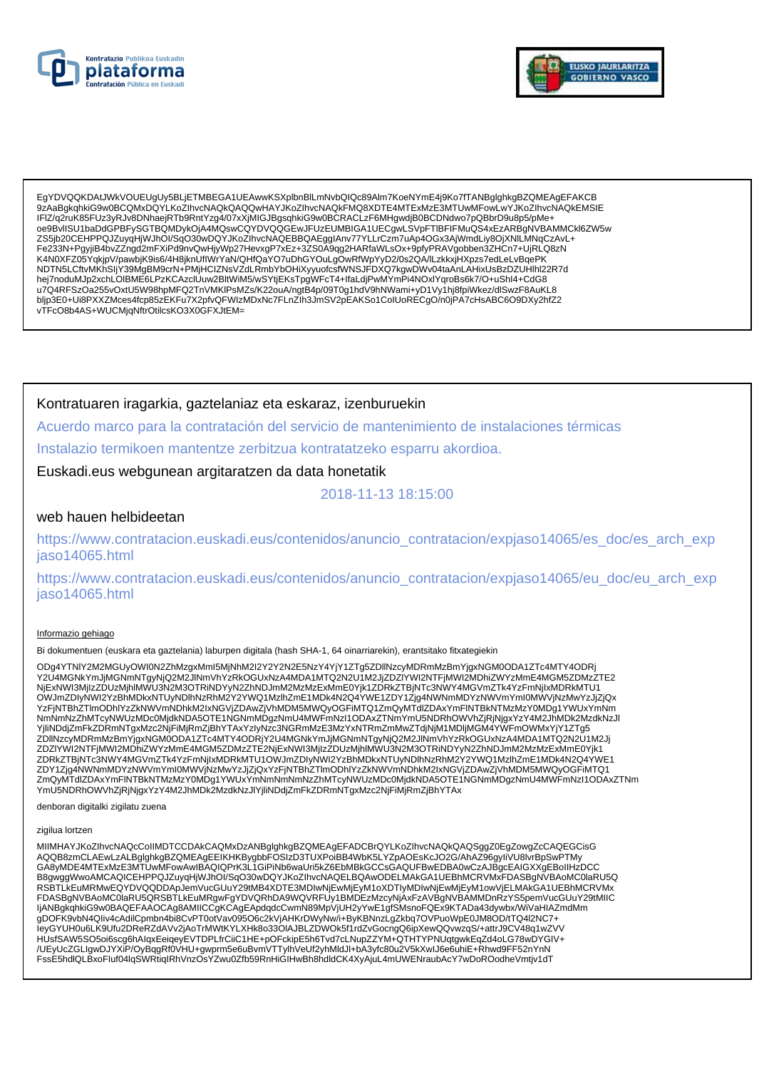EgYDVQQKDAtJWkVOUEUgUy5BLjETMBEGA1UEAwwKSXplbnBlLmNvbQIQc89Alm7KoeNYmE4j9Ko7fTANBglghkgBZQMEAgEFAKCB
9zAaBgkqhkiG9w0BCQMxDQYLKoZIhvcNAQkQAQQwHAYJKoZIhvcNAQkFMQ8XDTE4MTExMzE3MTUwMFowLwYJKoZIhvcNAQkEMSIE
IFlZ/q2ruK85FUz3yRJv8DNhaejRTb9RntYzg4/07xXjMIGJBgsqhkiG9w0BCRACLzF6MHgwdjB0BCDNdwo7pQBbrD9u8p5/pMe+
oe9BvlISU1baDdGPBFySGTBQMDykOjA4MQswCQYDVQQGEwJFUzEUMBIGA1UECgwLSVpFTlBFIFMuQS4xEzARBgNVBAMMCkl6ZW5w
ZS5jb20CEHPPQJZuyqHjWJhOl/SqO30wDQYJKoZIhvcNAQEBBQAEggIAnv77YLLrCzm7uAp4OGx3AjWmdLiy8OjXNlLMNqCzAvL+
Fe233N+PgyjiB4bvZZngd2mFXiPd9nvQwHjyWp27HevxgP7xEz+3ZS0A9qg2HARfaWLsOx+9pfyPRAVgobben3ZHCn7+UjRLQ8zN
K4N0XFZ05YqkjpV/pawbjK9is6/4H8jknUflWrYaN/QHfQaYO7uDhGYOuLgOwRfWpYyD2/0s2QA/lLzkkxjHXpzs7edLeLvBqePK
NDTN5LCftvMKhSIjY39MgBM9crN+PMjHCIZNsVZdLRmbYbOHiXyyuofcsfWNSJFDXQ7kgwDWv04taAnLAHixUsBzDZUHlhl22R7d
hej7noduMJp2xchLOlBME6LPzKCAzclUuw2BltWiM5/wSYtjEKsTpgWFcT4+lfaLdjPwMYmPi4NOxlYqroBs6k7/O+uShl4+CdG8
u7Q4RFSzOa255vOxtU5W98hpMFQ2TnVMKlPsMZs/K22ouA/ngtB4p/09T0g1hdV9hNWami+yD1Vy1hj8fpiWkez/dlSwzF8AuKL8
bljp3E0+Ui8PXXZMces4fcp85zEKFu7X2pfvQFWlzMDxNc7FLnZlh3JmSV2pEAKSo1ColUoRECgO/n0jPA7cHsABC6O9DXy2hfZ2
vTFcO8b4AS+WUCMjqNftrOtilcsKO3X0GFXJtEM=

Kontratuaren iragarkia, gaztelaniaz eta eskaraz, izenburuekin

Acuerdo marco para la contratación del servicio de mantenimiento de instalaciones térmicas

Instalazio termikoen mantentze zerbitzua kontratatzeko esparru akordioa.

Euskadi.eus webgunean argitaratzen da data honetatik

2018-11-13 18:15:00

web hauen helbideetan

https://www.contratacion.euskadi.eus/contenidos/anuncio_contratacion/expjaso14065/es_doc/es_arch_expjaso14065.html

https://www.contratacion.euskadi.eus/contenidos/anuncio_contratacion/expjaso14065/eu_doc/eu_arch_expjaso14065.html

Informazio gehiago

Bi dokumentuen (euskara eta gaztelania) laburpen digitala (hash SHA-1, 64 oinarriarekin), erantsitako fitxategiekin

ODg4YTNlY2M2MGUyOWI0N2ZhMzgxMmI5MjNhM2I2Y2Y2N2E5NzY4YjY1ZTg5ZDllNzcyMDRmMzBmYjgxNGM0ODA1ZTc4MTY4ODRj
Y2U4MGNkYmJjMGNmNTgyNjQ2M2JlNmVhYzRkOGUxNzA4MDA1MTQ2N2U1M2JjZDZlYWI2NTFjMWI2MDhiZWYzMmE4MGM5ZDMzZTE2
NjExNWI3MjIzZDUzMjhlMWU3N2M3OTRiNDYyN2ZhNDJmM2MzMzExMmE0Yjk1ZDRkZTBjNTc3NWY4MGVmZTk4YzFmNjIxMDRkMTU1
OWJmZDIyNWI2YzBhMDkxNTUyNDlhNzRhM2Y2YWQ1MzlhZmE1MDk4N2Q4YWE1ZDY1Zjg4NWNmMDYzNWVmYmI0MWVjNzMwYzJjZjQx
YzFjNTBhZTlmODhlYzZkNWVmNDhkM2IxNGVjZDAwZjVhMDM5MWQyOGFiMTQ1ZmQyMTdlZDAxYmFlNTBkNTMzMzY0MDg1YWUxYmNm
NmNmNzZhMTcyNWUzMDc0MjdkNDA5OTE1NGNmMDgzNmU4MWFmNzI1ODAxZTNmYmU5NDRhOWVhZjRjNjgxYzY4M2JhMDk2MzdkNzJl
YjliNDdjZmFkZDRmNTgxMzc2NjFiMjRmZjBhYTAxYzlyNzc3NGRmMzE3MzYxNTRmZmMwZTdjNjM1MDljMGM4YWFmOWMxYjY1ZTg5
ZDllNzcyMDRmMzBmYjgxNGM0ODA1ZTc4MTY4ODRjY2U4MGNkYmJjMGNmNTgyNjQ2M2JlNmVhYzRkOGUxNzA4MDA1MTQ2N2U1M2Jj
ZDZlYWI2NTFjMWI2MDhiZWYzMmE4MGM5ZDMzZTE2NjExNWI3MjIzZDUzMjhlMWU3N2M3OTRiNDYyN2ZhNDJmM2MzMzExMmE0Yjk1
ZDRkZTBjNTc3NWY4MGVmZTk4YzFmNjIxMDRkMTU1OWJmZDIyNWI2YzBhMDkxNTUyNDlhNzRhM2Y2YWQ1MzlhZmE1MDk4N2Q4YWE1
ZDY1Zjg4NWNmMDYzNWVmYmI0MWVjNzMwYzJjZjQxYzFjNTBhZTlmODhlYzZkNWVmNDhkM2IxNGVjZDAwZjVhMDM5MWQyOGFiMTQ1
ZmQyMTdlZDAxYmFlNTBkNTMzMzY0MDg1YWUxYmNmNmNmNzZhMTcyNWUzMDc0MjdkNDA5OTE1NGNmMDgzNmU4MWFmNzI1ODAxZTNm
YmU5NDRhOWVhZjRjNjgxYzY4M2JhMDk2MzdkNzJlYjliNDdjZmFkZDRmNTgxMzc2NjFiMjRmZjBhYTAx

denboran digitalki zigilatu zuena

zigilua lortzen

MIIMHAYJKoZIhvcNAQcCoIIMDTCCDAkCAQMxDzANBglghkgBZQMEAgEFADCBrQYLKoZIhvcNAQkQAQSggZ0EgZowgZcCAQEGCisG
AQQB8zmCLAEwLzALBglghkgBZQMEAgEEIKHKBygbbFOSIzD3TUXPoiBB4WbK5LYZpAOEsKcJO2G/AhAZ96gyIiVU8lvrBpSwPTMy
GA8yMDE4MTExMzE3MTUwMFowAwIBAQIQPrK3L1GiPiNb6waUri5kZ6EbMBkGCCsGAQUFBwEDBA0wCzAJBgcEAIGXXgEBoIIHzDCC
B8gwggWwoAMCAQICEHPPQJZuyqHjWJhOl/SqO30wDQYJKoZIhvcNAQELBQAwODELMAkGA1UEBhMCRVMxFDASBgNVBAoMC0laRU5Q
RSBTLkEuMRMwEQYDVQQDDApJemVucGUuY29tMB4XDTE3MDIwNjEwMjEyM1oXDTIyMDIwNjEwMjEyM1owVjELMAkGA1UEBhMCRVMx
FDASBgNVBAoMC0laRU5QRSBTLkEuMRgwFgYDVQRhDA9WQVRFUy1BMDEzMzcyNjAxFzAVBgNVBAMMDnRzYS5pemVucGUuY29tMIIC
IjANBgkqhkiG9w0BAQEFAAOCAg8AMIICCgKCAgEApdqdcCwmN89MpVjUH2yYwE1gfSMsnoFQEx9KTADa43dywbx/WiVaHIAZmdMm
gDOFK9vbN4QIiv4cAdilCpmbn4bi8CvPT0otVav095O6c2kVjAHKrDWyNw/i+ByKBNnzLgZkbq7OVPuoWpE0JM8OD/tTQ4l2NC7+
leyGYUH0u6LK9Ufu2DReRZdAVv2jAoTrMWtKYLXHk8o33OlAJBLZDWOk5f1rdZvGocngQ6ipXewQQvwzqS/+attrJ9CV48q1wZVV
HUsfSAW5SO5oi6scg6hAlqxEeiqeyEVTDPLfrCiiC1HE+pOFckipE5h6Tvd7cLNupZZYM+QTHTYPNUqtgwkEqZd4oLG78wDYGIV+
/UEyUcZGLlgwDJYXiP/OyBqgRf0VHU+gwprm5e6uBvmVTTylhVeUf2yhMldJl+bA3yfc80u2V5kXwlJ6e6uhiE+Rhwd9FF52nYnN
FssE5hdlQLBxoFluf04lqSWRtiqIRhVnzOsYZwu0Zfb59RnHiGIHwBh8hdldCK4XyAjuL4mUWENraubAcY7wDoROodheVmtjv1dT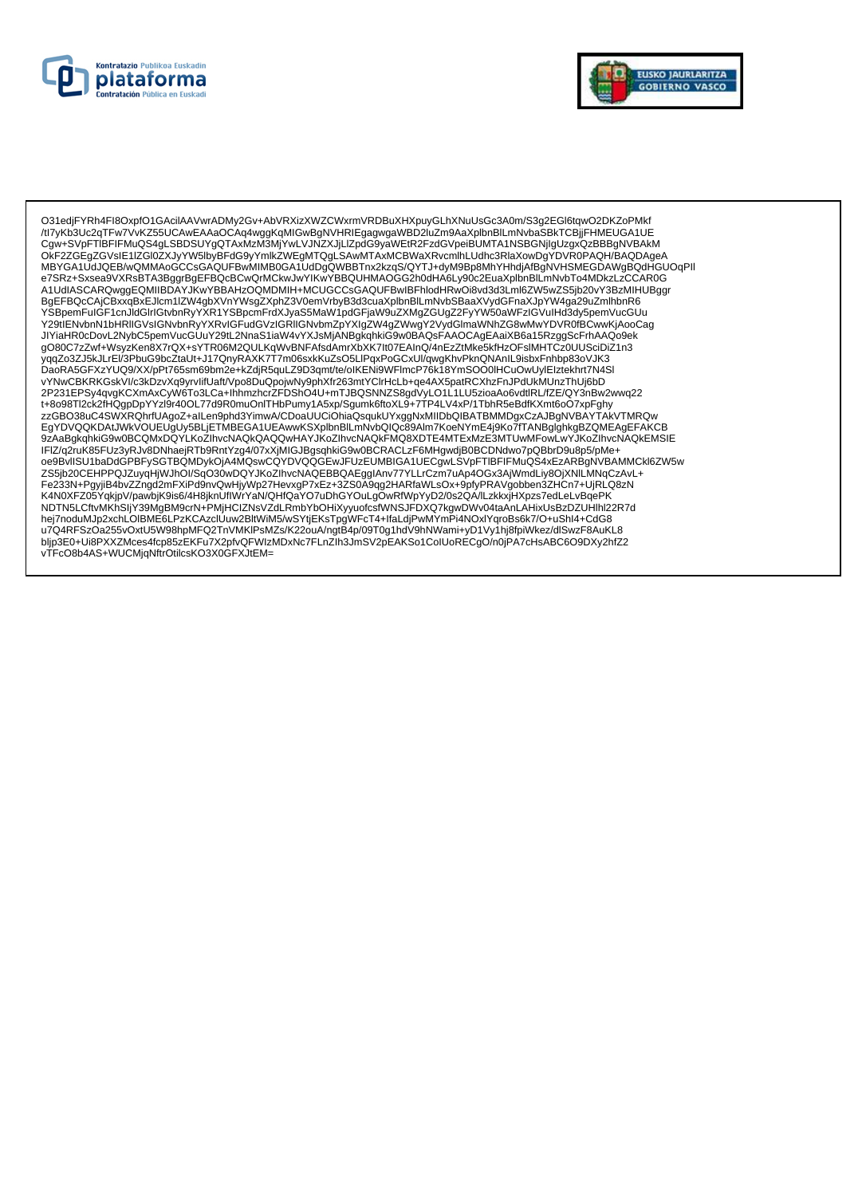O31edjFYRh4FI8OxpfO1GAcilAAVwrADMy2Gv+AbVRXizXWZCWxrmVRDBuXHXpuyGLhXNuUsGc3A0m/S3g2EGl6tqwO2DKZoPMkf
/tI7yKb3Uc2qTFw7VvKZ55UCAwEAAaOCAq4wggKqMIGwBgNVHRIEgagwgaWBD2luZm9AaXplbnBlLmNvbaSBkTCBjjFHMEUGA1UE
Cgw+SVpFTlBFIFMuQS4gLSBDSUYgQTAxMzM3MjYwLVJNZXJjLlZpdG9yaWEtR2FzdGVpeiBUMTA1NSBGNjIgUzgxQzBBBgNVBAkM
OkF2ZGEgZGVsIE1lZGl0ZXJyYW5lbyBFdG9yYmlkZWEgMTQgLSAwMTAxMCBWaXRvcmlhLUdhc3RlaXowDgYDVR0PAQH/BAQDAgeA
MBYGA1UdJQEB/wQMMAoGCCsGAQUFBwMIMB0GA1UdDgQWBBTnx2kzqS/QYTJ+dyM9Bp8MhYHhdjAfBgNVHSMEGDAWgBQdHGUOqPll
e7SRz+Sxsea9VXRsBTA3BggrBgEFBQcBCwQrMCkwJwYIKwYBBQUHMAOGG2h0dHA6Ly90c2EuaXplbnBlLmNvbTo4MDkzLzCCAR0G
A1UdIASCARQwggEQMIIBDAYJKwYBBAHzOQMDMIH+MCUGCCsGAQUFBwIBFhlodHRwOi8vd3d3Lml6ZW5wZS5jb20vY3BzMIHUBggr
BgEFBQcCAjCBxxqBxEJlcm1lZW4gbXVnYWsgZXphZ3V0emVrbyB3d3cuaXplbnBlLmNvbSBaaXVydGFnaXJpYW4ga29uZmlhbnR6
YSBpemFuIGF1cnJldGlrIGtvbnRyYXR1YSBpcmFrdXJyaS5MaW1pdGFjaW9uZXMgZGUgZ2FyYW50aWFzIGVuIHd3dy5pemVucGUu
Y29tIENvbnN1bHRlIGVsIGNvbnRyYXRvIGFudGVzIGRlIGNvbmZpYXIgZW4gZWwgY2VydGlmaWNhZG8wMwYDVR0fBCwwKjAooCag
JIYiaHR0cDovL2NybC5pemVucGUuY29tL2NnaS1iaW4vYXJsMjANBgkqhkiG9w0BAQsFAAOCAgEAaiXB6a15RzggScFrhAAQo9ek
gO80C7zZwf+WsyzKen8X7rQX+sYTR06M2QULKqWvBNFAfsdAmrXbXK7It07EAInQ/4nEzZtMke5kfHzOFslMHTCz0UUSciDiZ1n3
yqqZo3ZJ5kJLrEl/3PbuG9bcZtaUt+J17QnyRAXK7T7m06sxkKuZsO5LlPqxPoGCxUl/qwgKhvPknQNAnIL9isbxFnhbp83oVJK3
DaoRA5GFXzYUQ9/XX/pPt765sm69bm2e+kZdjR5quLZ9D3qmt/te/oIKENi9WFlmcP76k18YmSOO0lHCuOwUylElztekhrt7N4Sl
vYNwCBKRKGskVl/c3kDzvXq9yrvIifUaft/Vpo8DuQpojwNy9phXfr263mtYClrHcLb+qe4AX5patRCXhzFnJPdUkMUnzThUj6bD
2P231EPSy4qvgKCXmAxCyW6To3LCa+lhhmzhcrZFDShO4U+mTJBQSNNZS8gdVyLO1L1LU5zioaAo6vdtlRL/fZE/QY3nBw2wwq22
t+8o98Tl2ck2fHQgpDpYYzl9r40OL77d9R0muOnlTHbPumy1A5xp/Sgumk6ftoXL9+7TP4LV4xP/1TbhR5eBdfKXmt6oO7xpFghy
zzGBO38uC4SWXRQhrfUAgoZ+aILen9phd3YimwA/CDoaUUCiOhiaQsqukUYxggNxMIIDbQIBATBMMDgxCzAJBgNVBAYTAkVTMRQw
EgYDVQQKDAtJWkVOUEUgUy5BLjETMBEGA1UEAwwKSXplbnBlLmNvbQIQc89Alm7KoeNYmE4j9Ko7fTANBglghkgBZQMEAgEFAKCB
9zAaBgkqhkiG9w0BCQMxDQYLKoZIhvcNAQkQAQQwHAYJKoZIhvcNAQkFMQ8XDTE4MTExMzE3MTUwMFowLwYJKoZIhvcNAQkEMSIE
IFlZ/q2ruK85FUz3yRJv8DNhaejRTb9RntYzg4/07xXjMIGJBgsqhkiG9w0BCRACLzF6MHgwdjB0BCDNdwo7pQBbrD9u8p5/pMe+
oe9BvlISU1baDdGPBFySGTBQMDykOjA4MQswCQYDVQQGEwJFUzEUMBIGA1UECgwLSVpFTlBFIFMuQS4xEzARBgNVBAMMCkl6ZW5w
ZS5jb20CEHPPQJZuyqHjWJhOI/SqO30wDQYJKoZIhvcNAQEBBQAEggIAnv77YLLrCzm7uAp4OGx3AjWmdLiy8OjXNlLMNqCzAvL+
Fe233N+PgyjiB4bvZZngd2mFXiPd9nvQwHjyWp27HevxgP7xEz+3ZS0A9qg2HARfaWLsOx+9pfyPRAVgobben3ZHCn7+UjRLQ8zN
K4N0XFZ05YqkjpV/pawbjK9is6/4H8jknUflWrYaN/QHfQaYO7uDhGYOuLgOwRfWpYyD2/0s2QA/lLzkkxjHXpzs7edLeLvBqePK
NDTN5LCftvMKhSIjY39MgBM9crN+PMjHCIZNsVZdLRmbYbOHiXyyuofcsfWNSJFDXQ7kgwDWv04taAnLAHixUsBzDZUHlhl22R7d
hej7noduMJp2xchLOlBME6LPzKCAzclUuw2BltWiM5/wSYtjEKsTpgWFcT4+lfaLdjPwMYmPi4NOxlYqroBs6k7/O+uShl4+CdG8
u7Q4RFSzOa255vOxtU5W98hpMFQ2TnVMKlPsMZs/K22ouA/ngtB4p/09T0g1hdV9hNWami+yD1Vy1hj8fpiWkez/dlSwzF8AuKL8
bljp3E0+Ui8PXXZMces4fcp85zEKFu7X2pfvQFWlzMDxNc7FLnZlh3JmSV2pEAKSo1CoIUoRECgO/n0jPA7cHsABC6O9DXy2hfZ2
vTFcO8b4AS+WUCMjqNftrOtilcsKO3X0GFXJtEM=